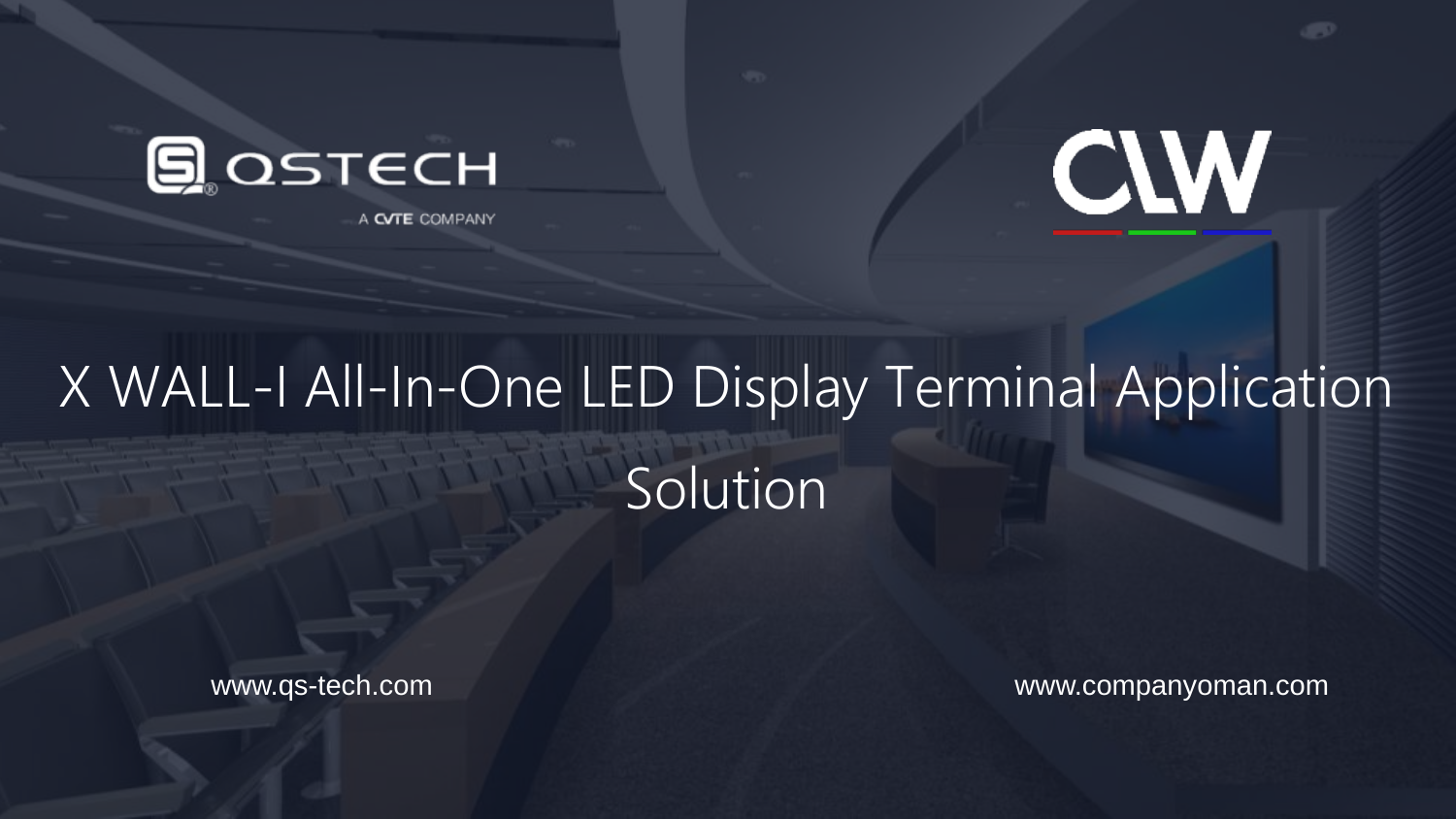QSTECH

A CVTE COMPANY

CLW

# X WALL-I All-In-One LED Display Terminal Application Solution

www.qs-tech.com

www.companyoman.com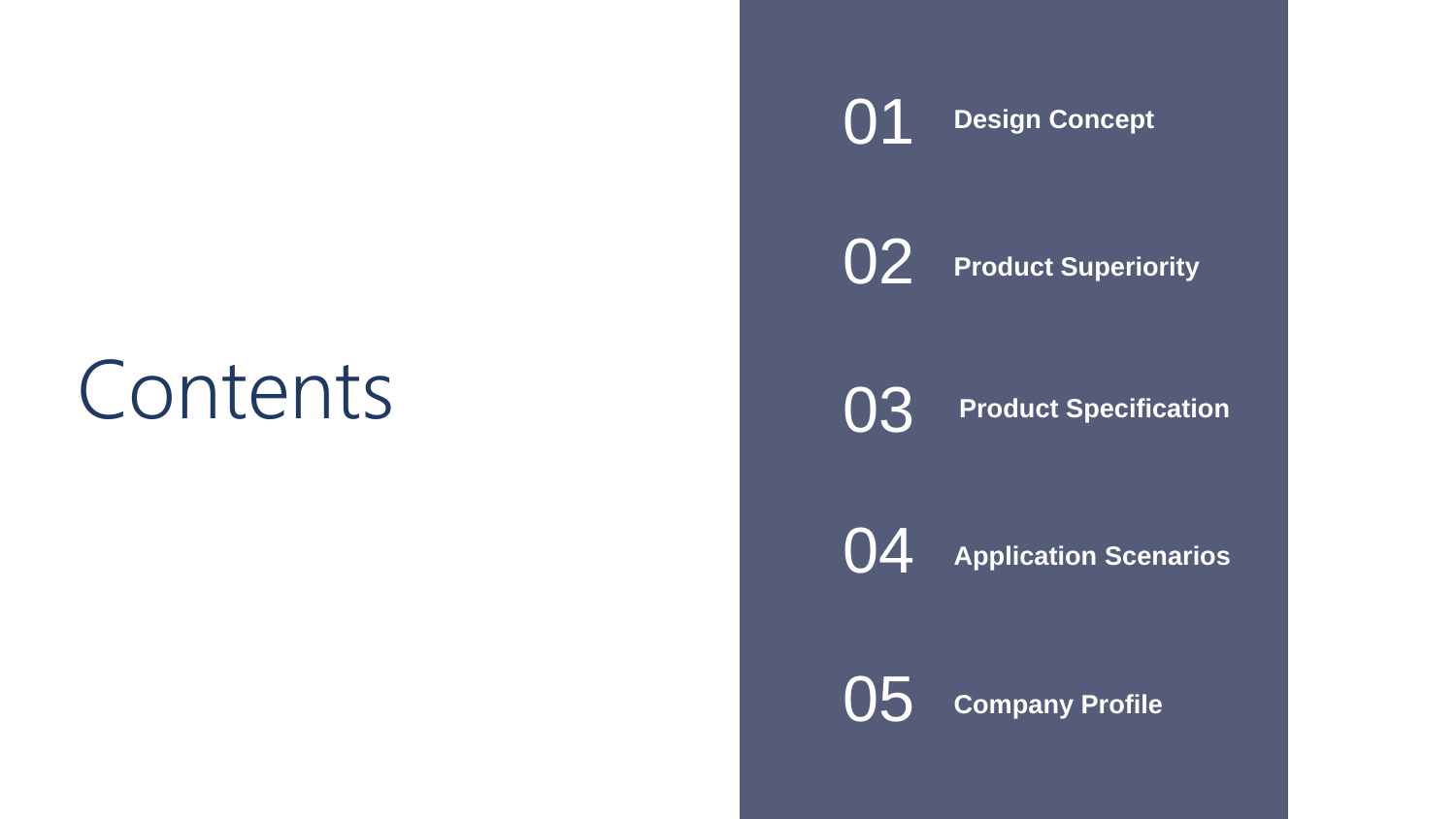# Contents

01 **Design Concept**

02 **Product Superiority**

03 **Product Specification**

04 **Application Scenarios**

05 **Company Profile**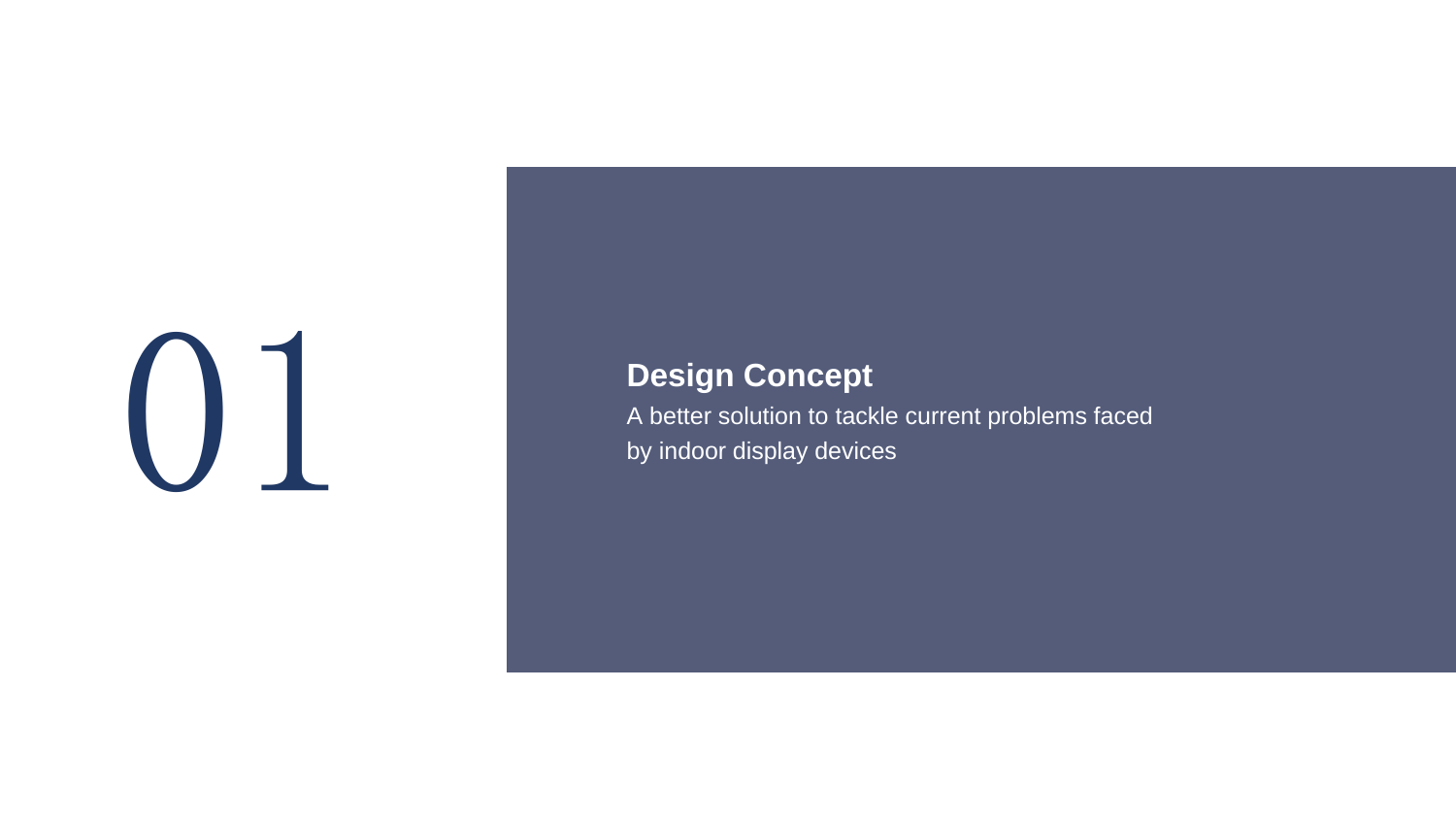# 01

## Design Concept

A better solution to tackle current problems faced by indoor display devices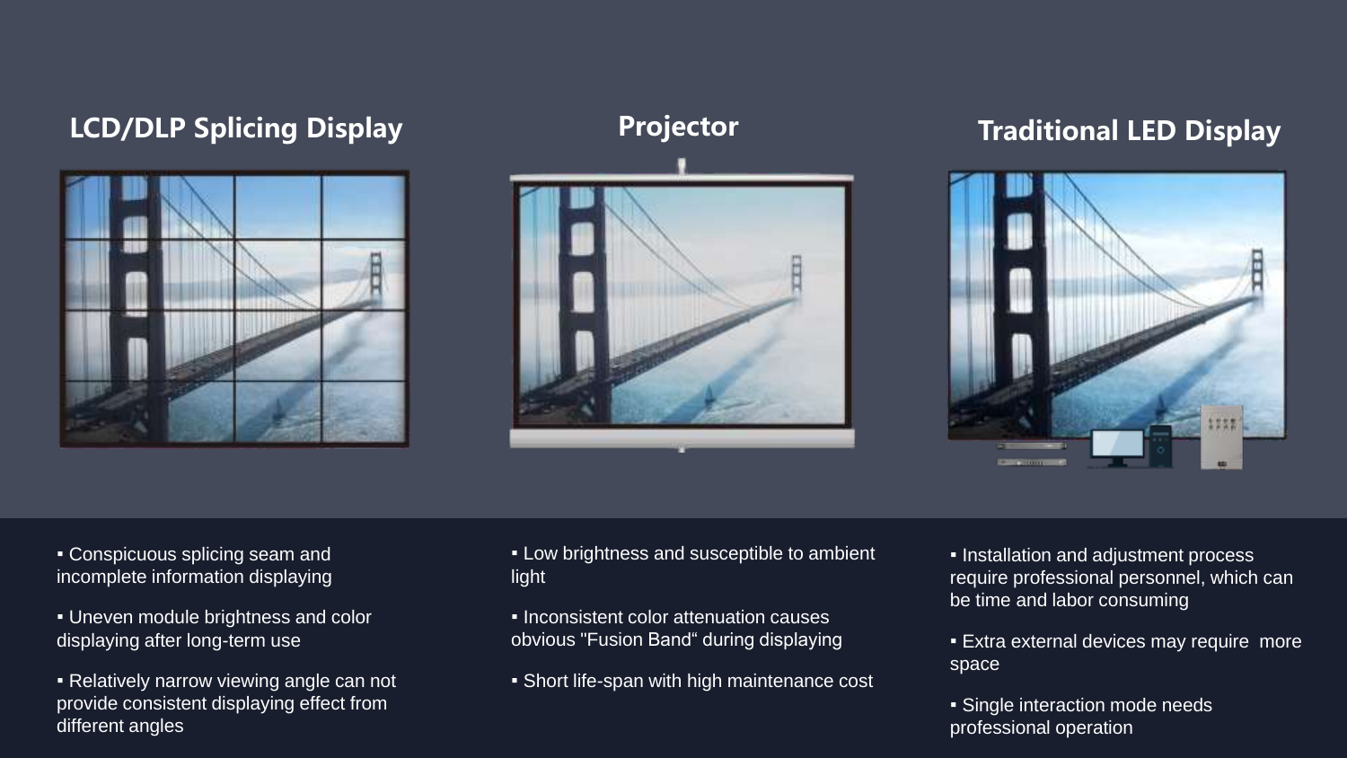## LCD/DLP Splicing Display

- Conspicuous splicing seam and incomplete information displaying
- Uneven module brightness and color displaying after long-term use
- Relatively narrow viewing angle can not provide consistent displaying effect from different angles

## Projector

- Low brightness and susceptible to ambient light
- Inconsistent color attenuation causes obvious "Fusion Band“ during displaying
- Short life-span with high maintenance cost

## Traditional LED Display

- Installation and adjustment process require professional personnel, which can be time and labor consuming
- Extra external devices may require more space
- Single interaction mode needs professional operation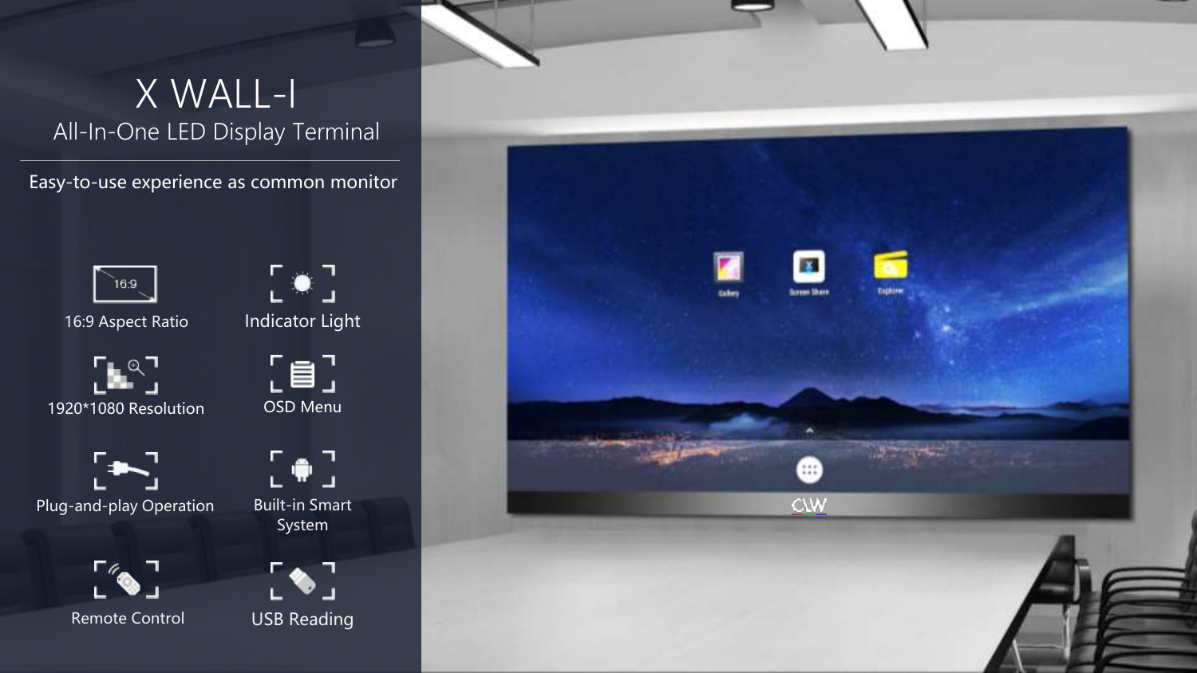# X WALL-I

## All-In-One LED Display Terminal

Easy-to-use experience as common monitor

- 16:9 Aspect Ratio
- Indicator Light
- 1920*1080 Resolution
- OSD Menu
- Plug-and-play Operation
- Built-in Smart System
- Remote Control
- USB Reading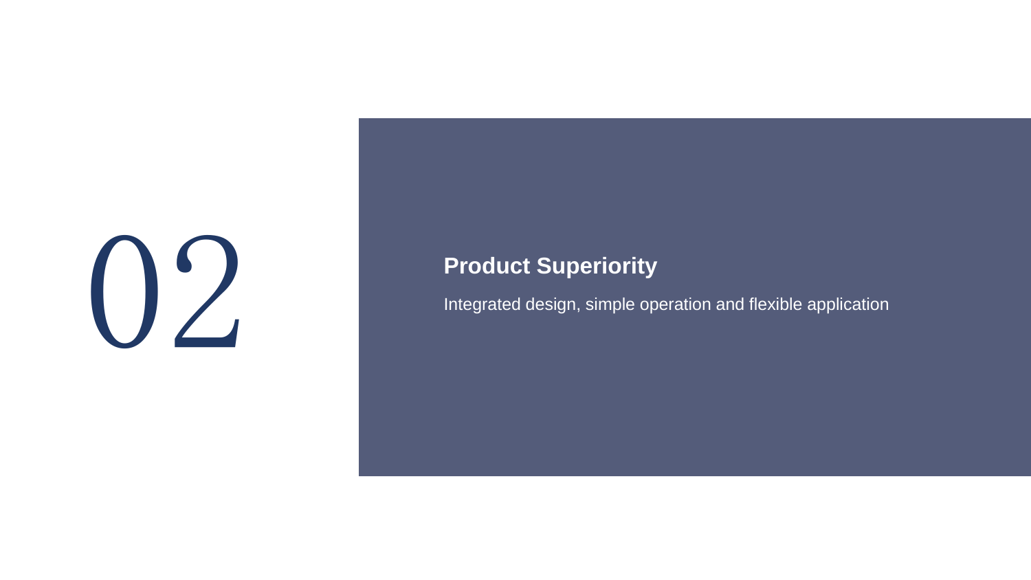02

## Product Superiority

Integrated design, simple operation and flexible application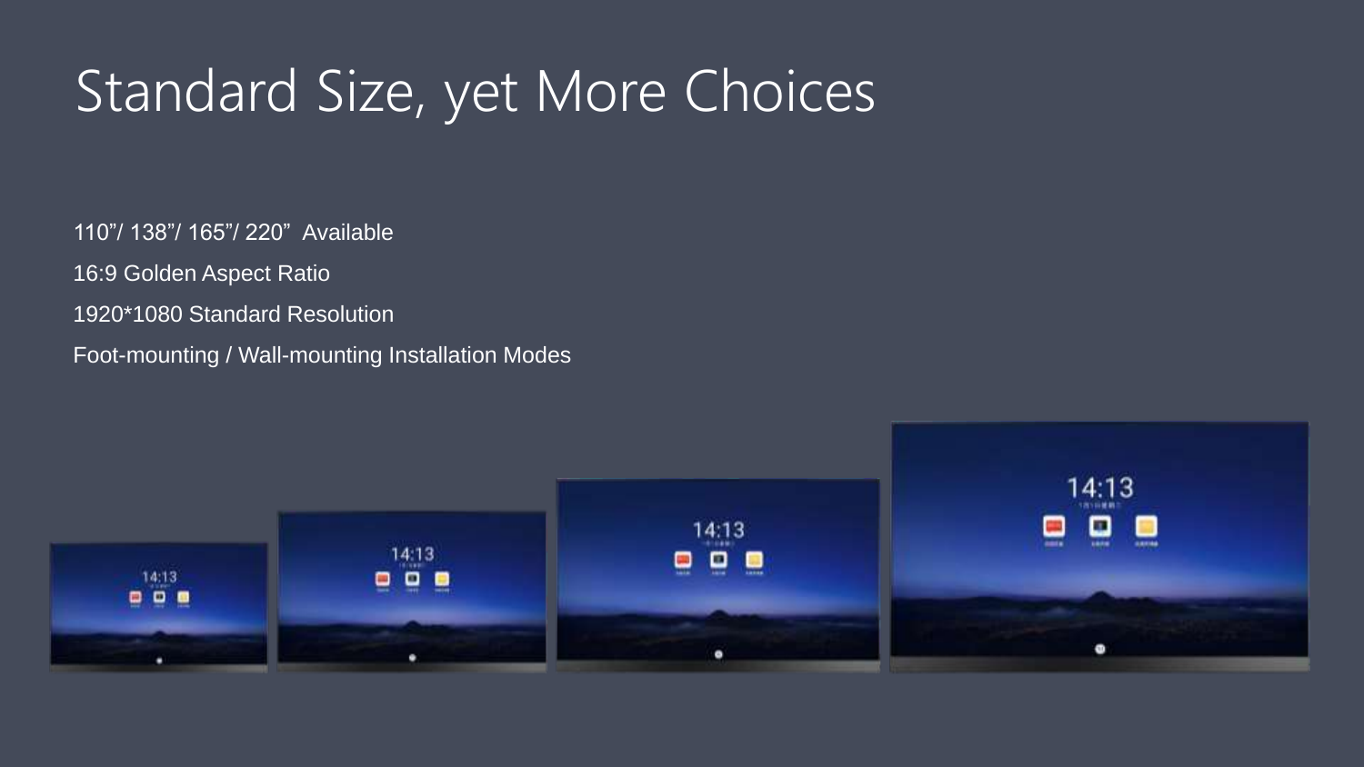# Standard Size, yet More Choices

110"/ 138"/ 165"/ 220"  Available

16:9 Golden Aspect Ratio

1920*1080 Standard Resolution

Foot-mounting / Wall-mounting Installation Modes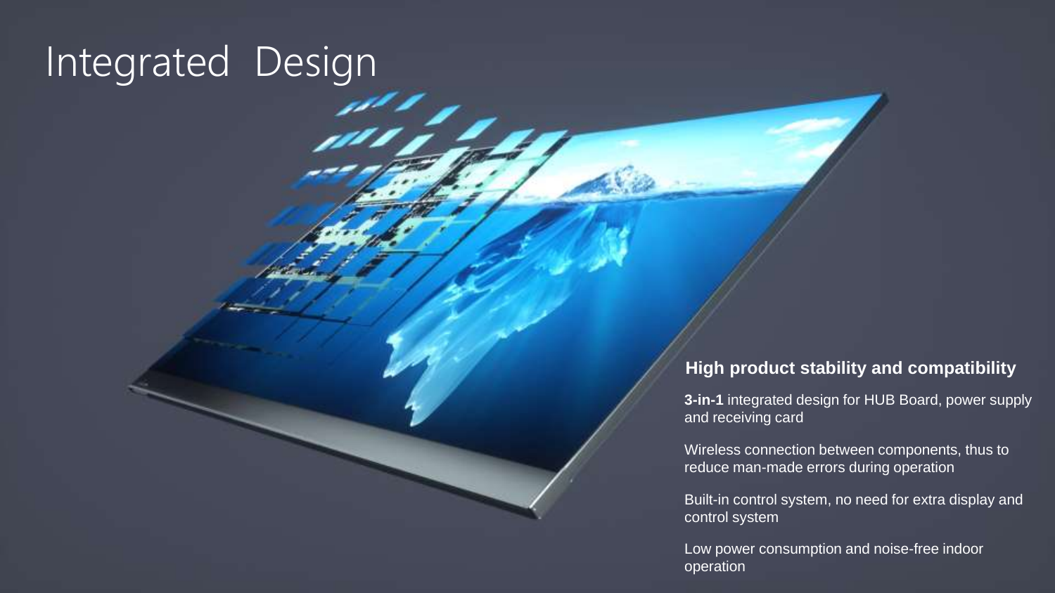# Integrated Design

### High product stability and compatibility

**3-in-1** integrated design for HUB Board, power supply and receiving card

Wireless connection between components, thus to reduce man-made errors during operation

Built-in control system, no need for extra display and control system

Low power consumption and noise-free indoor operation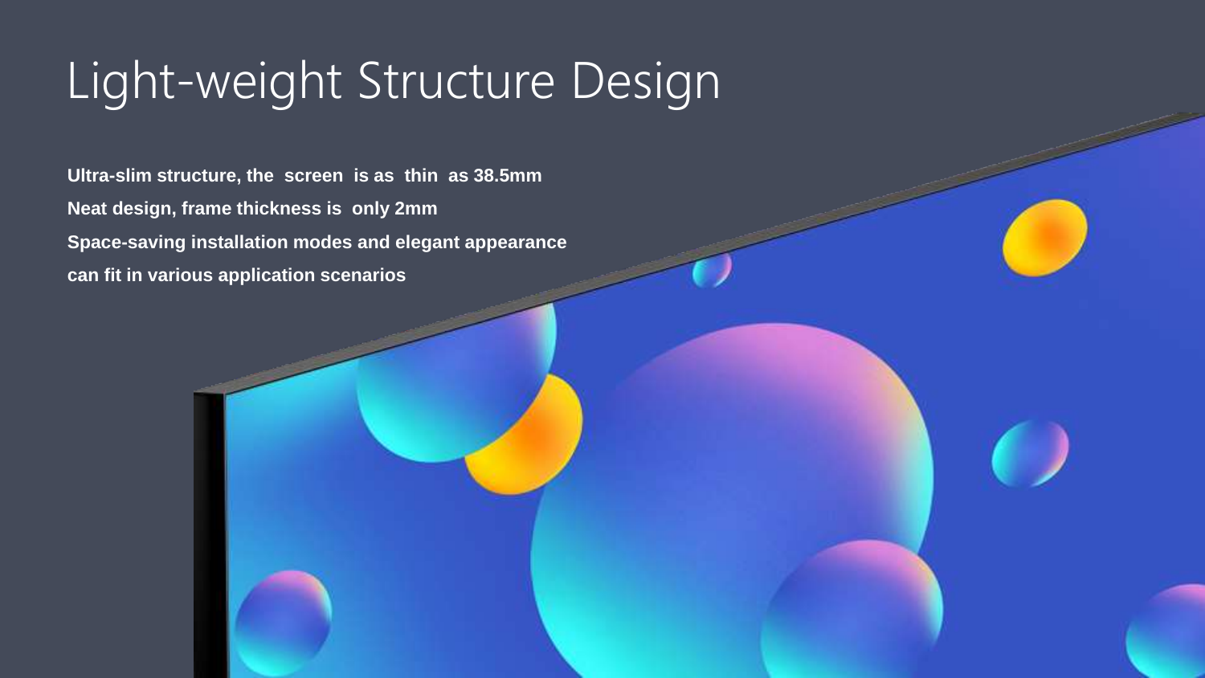# Light-weight Structure Design

**Ultra-slim structure, the screen is as thin as 38.5mm**
**Neat design, frame thickness is only 2mm**
**Space-saving installation modes and elegant appearance can fit in various application scenarios**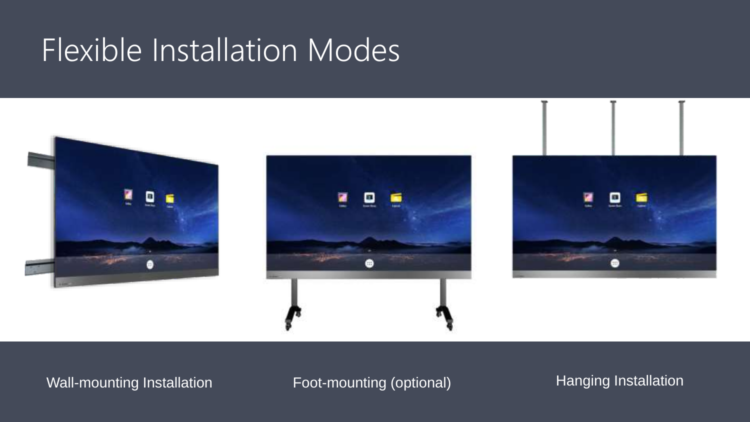# Flexible Installation Modes

Wall-mounting Installation

Foot-mounting (optional)

Hanging Installation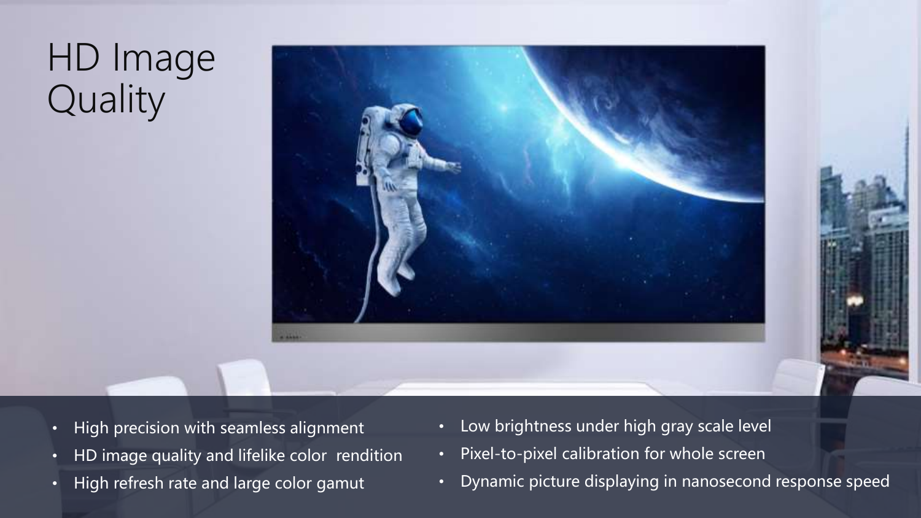# HD Image Quality

- High precision with seamless alignment
- HD image quality and lifelike color rendition
- High refresh rate and large color gamut
- Low brightness under high gray scale level
- Pixel-to-pixel calibration for whole screen
- Dynamic picture displaying in nanosecond response speed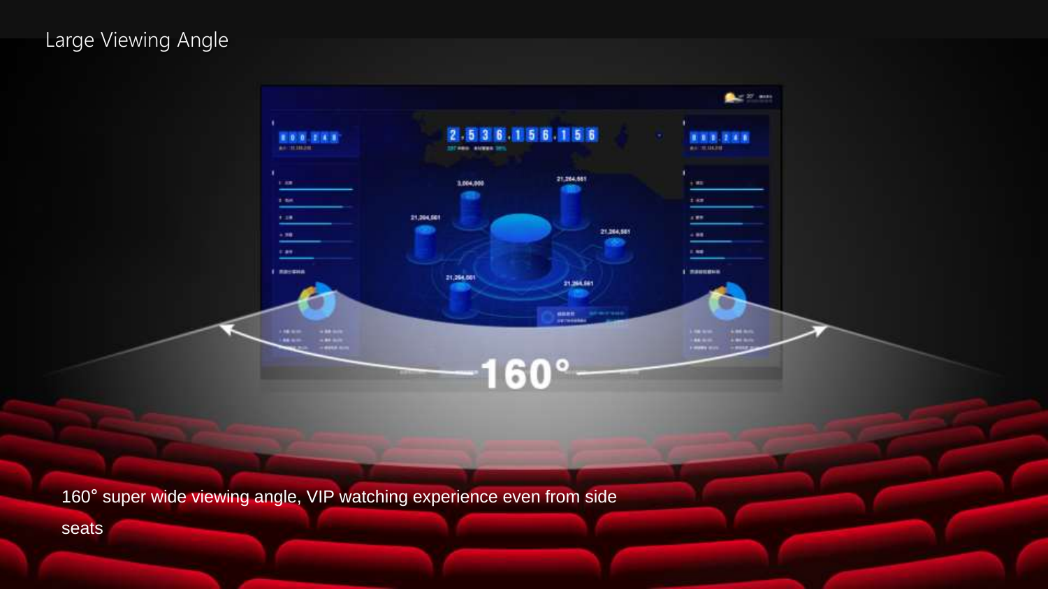# Large Viewing Angle

160° super wide viewing angle, VIP watching experience even from side seats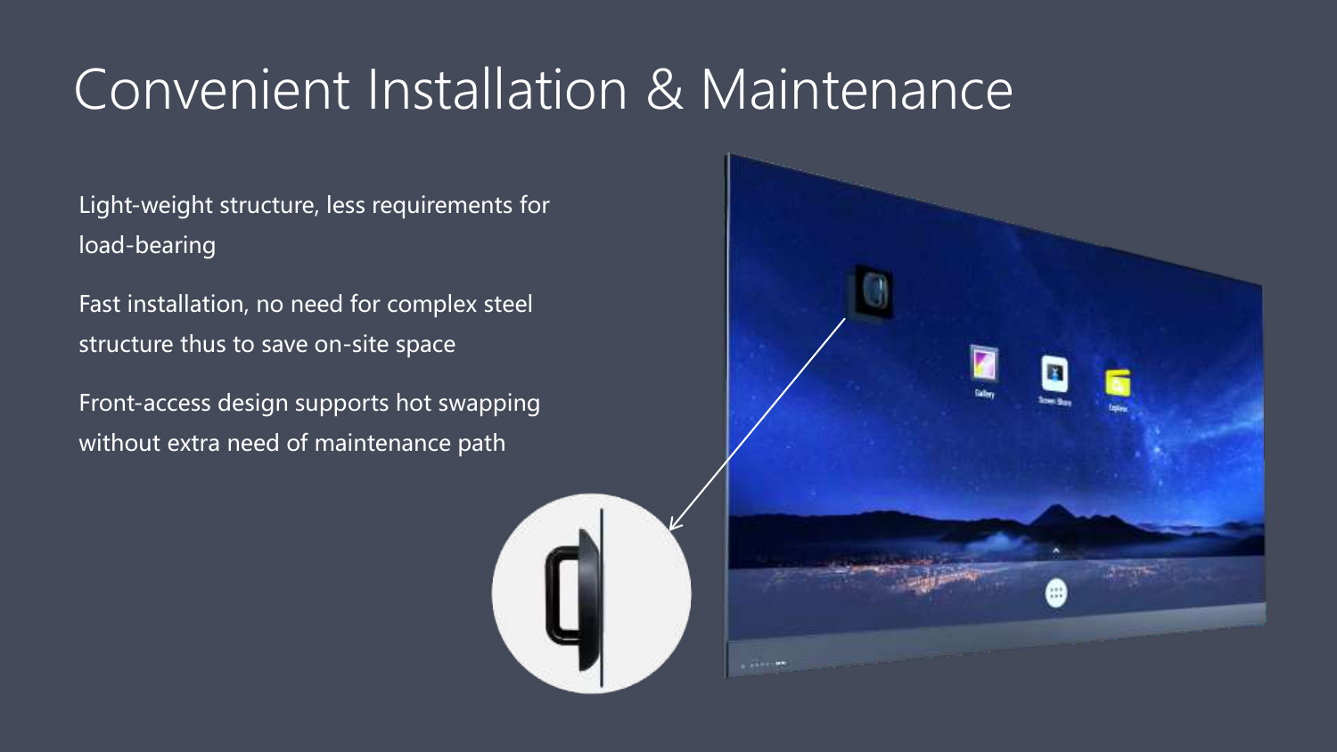# Convenient Installation & Maintenance

Light-weight structure, less requirements for load-bearing

Fast installation, no need for complex steel structure thus to save on-site space

Front-access design supports hot swapping without extra need of maintenance path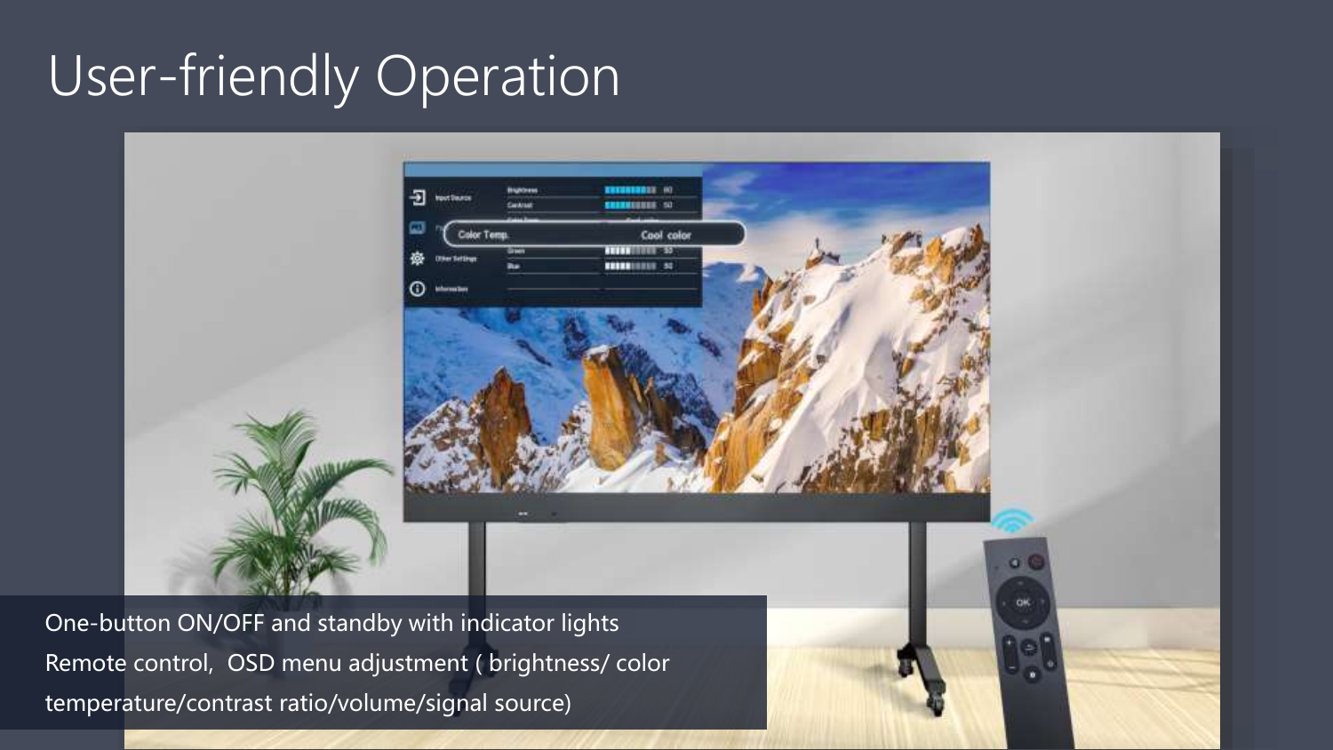# User-friendly Operation

One-button ON/OFF and standby with indicator lights
Remote control,  OSD menu adjustment ( brightness/ color temperature/contrast ratio/volume/signal source)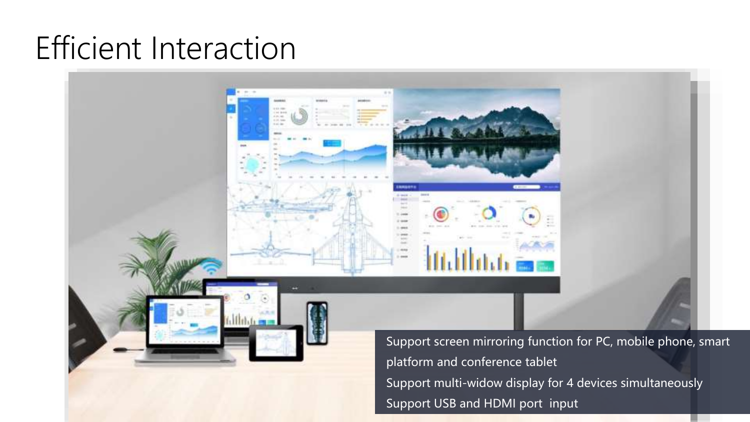# Efficient Interaction

Support screen mirroring function for PC, mobile phone, smart platform and conference tablet

Support multi-widow display for 4 devices simultaneously

Support USB and HDMI port  input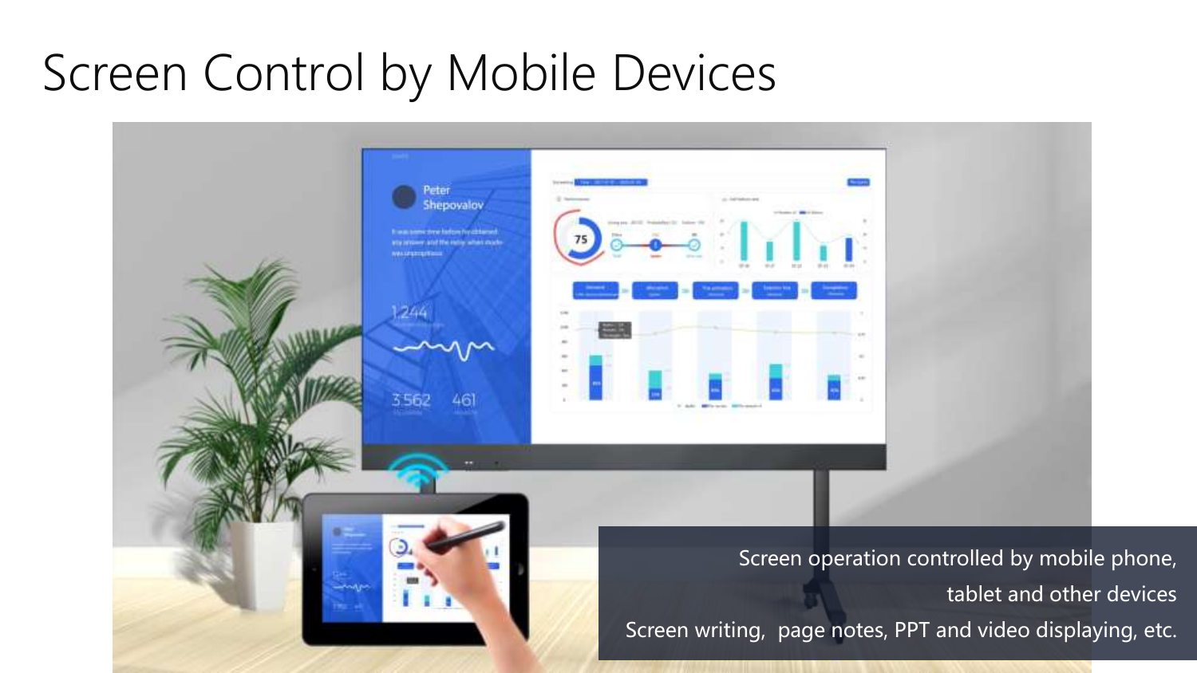# Screen Control by Mobile Devices

Screen operation controlled by mobile phone, tablet and other devices

Screen writing, page notes, PPT and video displaying, etc.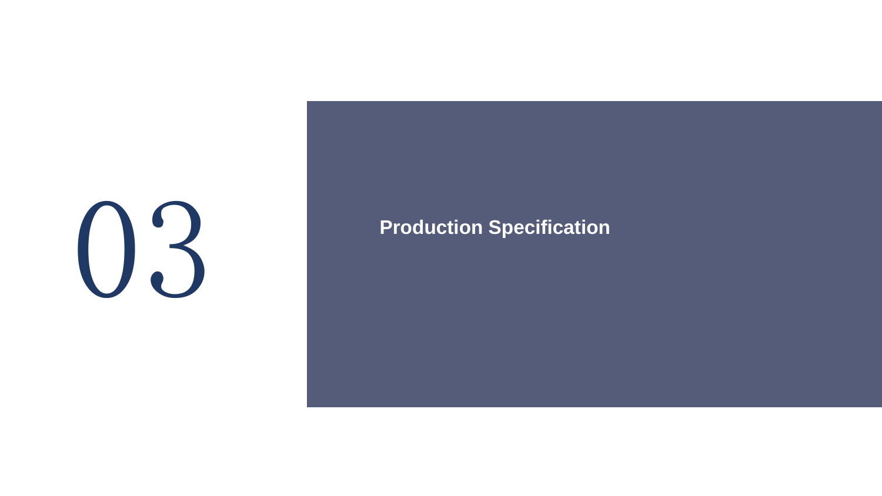# 03

## Production Specification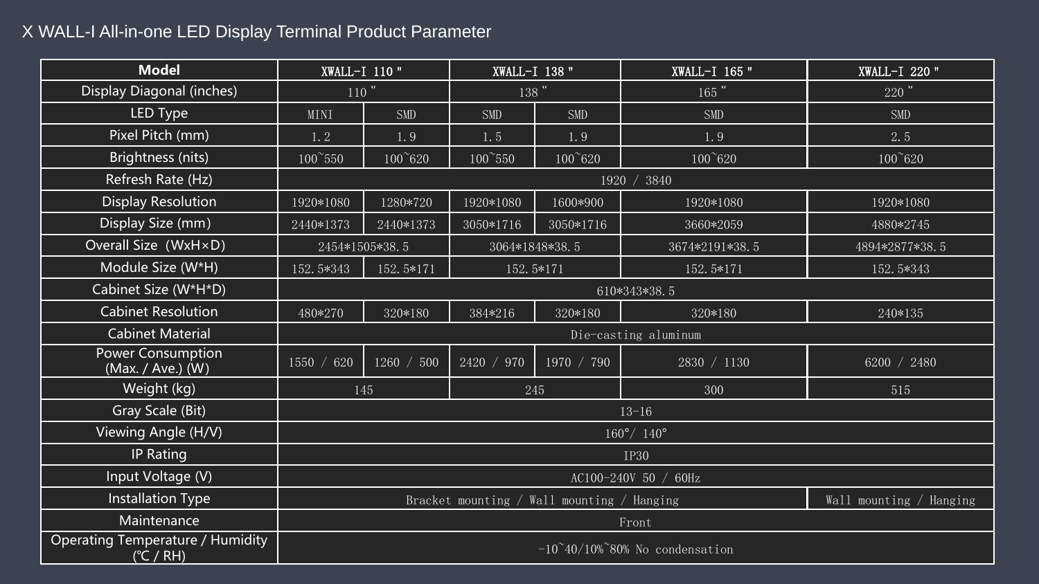# X WALL-I All-in-one LED Display Terminal Product Parameter

| Model | XWALL-I 110" | | XWALL-I 138" | | XWALL-I 165" | XWALL-I 220" |
|---|---|---|---|---|---|---|
| Display Diagonal (inches) | 110" | | 138" | | 165" | 220" |
| LED Type | MINI | SMD | SMD | SMD | SMD | SMD |
| Pixel Pitch (mm) | 1.2 | 1.9 | 1.5 | 1.9 | 1.9 | 2.5 |
| Brightness (nits) | 100~550 | 100~620 | 100~550 | 100~620 | 100~620 | 100~620 |
| Refresh Rate (Hz) | 1920 / 3840 | | | | | |
| Display Resolution | 1920*1080 | 1280*720 | 1920*1080 | 1600*900 | 1920*1080 | 1920*1080 |
| Display Size (mm) | 2440*1373 | 2440*1373 | 3050*1716 | 3050*1716 | 3660*2059 | 4880*2745 |
| Overall Size (W×H×D) | 2454*1505*38.5 | | 3064*1848*38.5 | | 3674*2191*38.5 | 4894*2877*38.5 |
| Module Size (W*H) | 152.5*343 | 152.5*171 | 152.5*171 | | 152.5*171 | 152.5*343 |
| Cabinet Size (W*H*D) | 610*343*38.5 | | | | | |
| Cabinet Resolution | 480*270 | 320*180 | 384*216 | 320*180 | 320*180 | 240*135 |
| Cabinet Material | Die-casting aluminum | | | | | |
| Power Consumption (Max. / Ave.) (W) | 1550 / 620 | 1260 / 500 | 2420 / 970 | 1970 / 790 | 2830 / 1130 | 6200 / 2480 |
| Weight (kg) | 145 | | 245 | | 300 | 515 |
| Gray Scale (Bit) | 13-16 | | | | | |
| Viewing Angle (H/V) | 160°/ 140° | | | | | |
| IP Rating | IP30 | | | | | |
| Input Voltage (V) | AC100-240V 50 / 60Hz | | | | | |
| Installation Type | Bracket mounting / Wall mounting / Hanging | | | | | Wall mounting / Hanging |
| Maintenance | Front | | | | | |
| Operating Temperature / Humidity (℃ / RH) | -10~40/10%~80% No condensation | | | | | |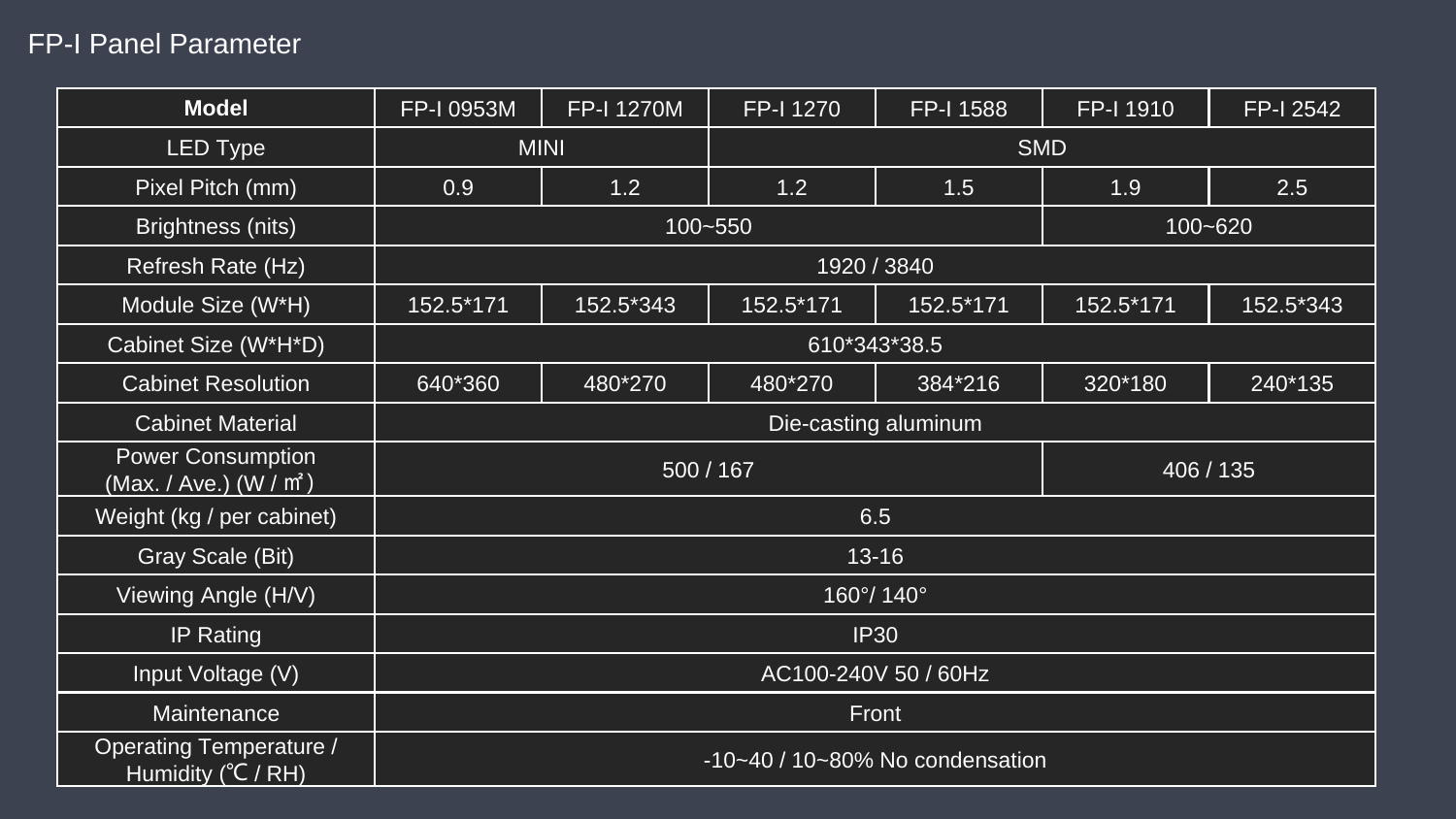# FP-I Panel Parameter

| Model | FP-I 0953M | FP-I 1270M | FP-I 1270 | FP-I 1588 | FP-I 1910 | FP-I 2542 |
|---|---|---|---|---|---|---|
| LED Type | MINI | | SMD | | | |
| Pixel Pitch (mm) | 0.9 | 1.2 | 1.2 | 1.5 | 1.9 | 2.5 |
| Brightness (nits) | 100~550 | | | | 100~620 | |
| Refresh Rate (Hz) | 1920 / 3840 | | | | | |
| Module Size (W*H) | 152.5*171 | 152.5*343 | 152.5*171 | 152.5*171 | 152.5*171 | 152.5*343 |
| Cabinet Size (W*H*D) | 610*343*38.5 | | | | | |
| Cabinet Resolution | 640*360 | 480*270 | 480*270 | 384*216 | 320*180 | 240*135 |
| Cabinet Material | Die-casting aluminum | | | | | |
| Power Consumption (Max. / Ave.) (W / ㎡) | 500 / 167 | | | | 406 / 135 | |
| Weight (kg / per cabinet) | 6.5 | | | | | |
| Gray Scale (Bit) | 13-16 | | | | | |
| Viewing Angle (H/V) | 160°/ 140° | | | | | |
| IP Rating | IP30 | | | | | |
| Input Voltage (V) | AC100-240V 50 / 60Hz | | | | | |
| Maintenance | Front | | | | | |
| Operating Temperature / Humidity (℃ / RH) | -10~40 / 10~80% No condensation | | | | | |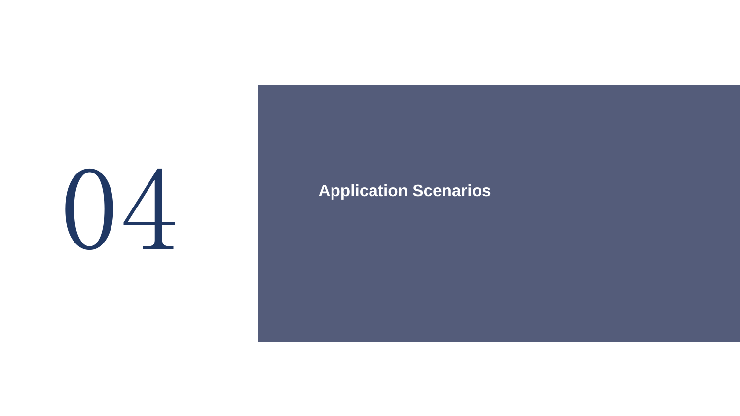# 04

## Application Scenarios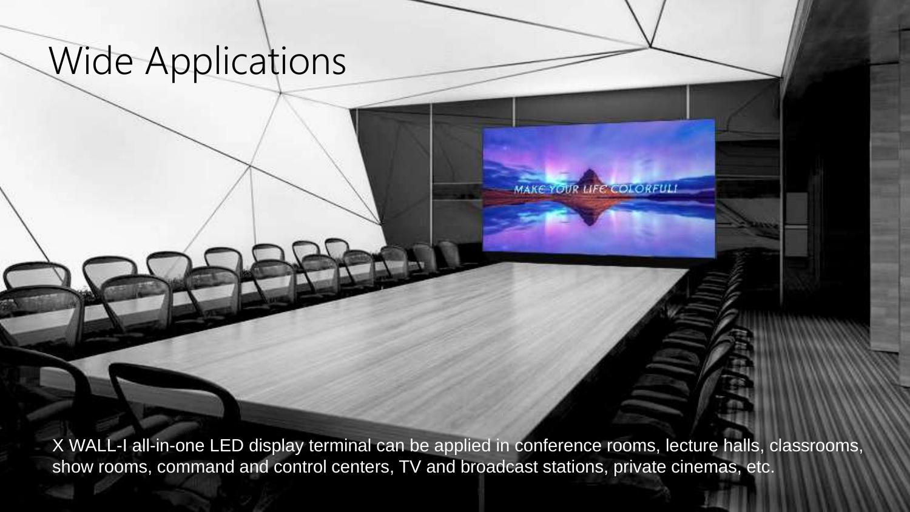# Wide Applications

X WALL-I all-in-one LED display terminal can be applied in conference rooms, lecture halls, classrooms, show rooms, command and control centers, TV and broadcast stations, private cinemas, etc.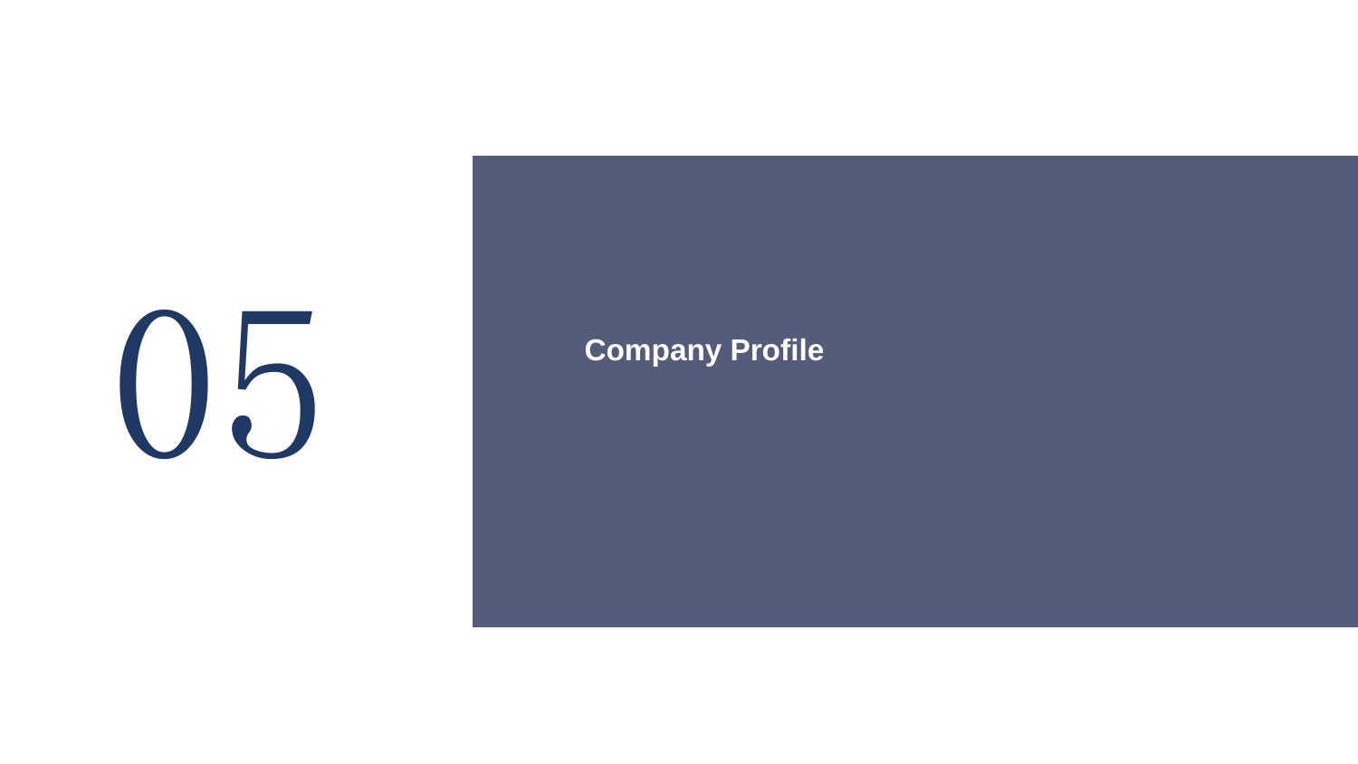# 05

## Company Profile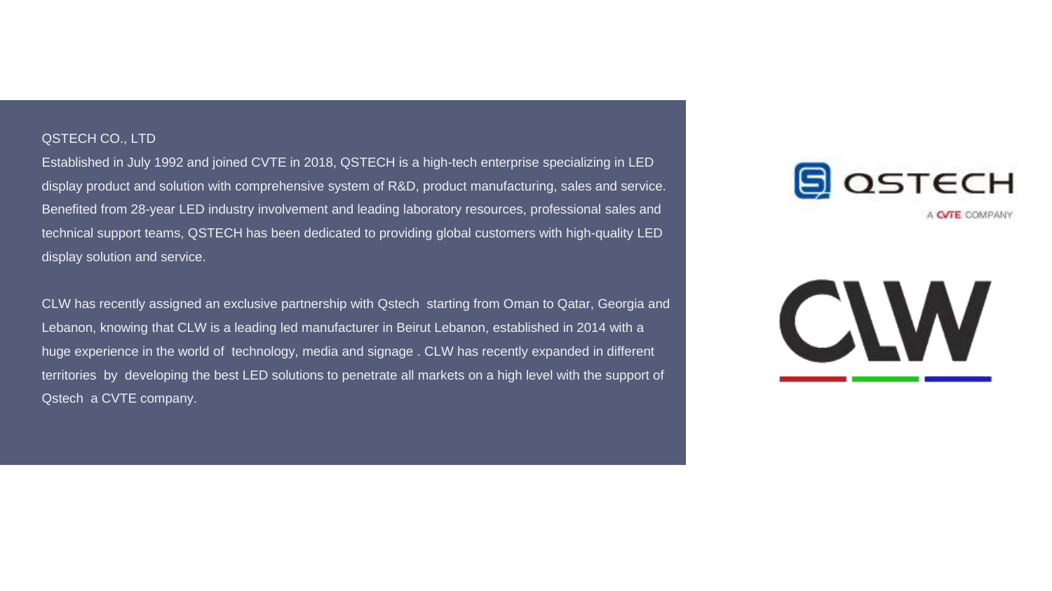## QSTECH CO., LTD

Established in July 1992 and joined CVTE in 2018, QSTECH is a high-tech enterprise specializing in LED display product and solution with comprehensive system of R&D, product manufacturing, sales and service. Benefited from 28-year LED industry involvement and leading laboratory resources, professional sales and technical support teams, QSTECH has been dedicated to providing global customers with high-quality LED display solution and service.

CLW has recently assigned an exclusive partnership with Qstech starting from Oman to Qatar, Georgia and Lebanon, knowing that CLW is a leading led manufacturer in Beirut Lebanon, established in 2014 with a huge experience in the world of technology, media and signage . CLW has recently expanded in different territories by developing the best LED solutions to penetrate all markets on a high level with the support of Qstech a CVTE company.

QSTECH

A CVTE COMPANY

CLW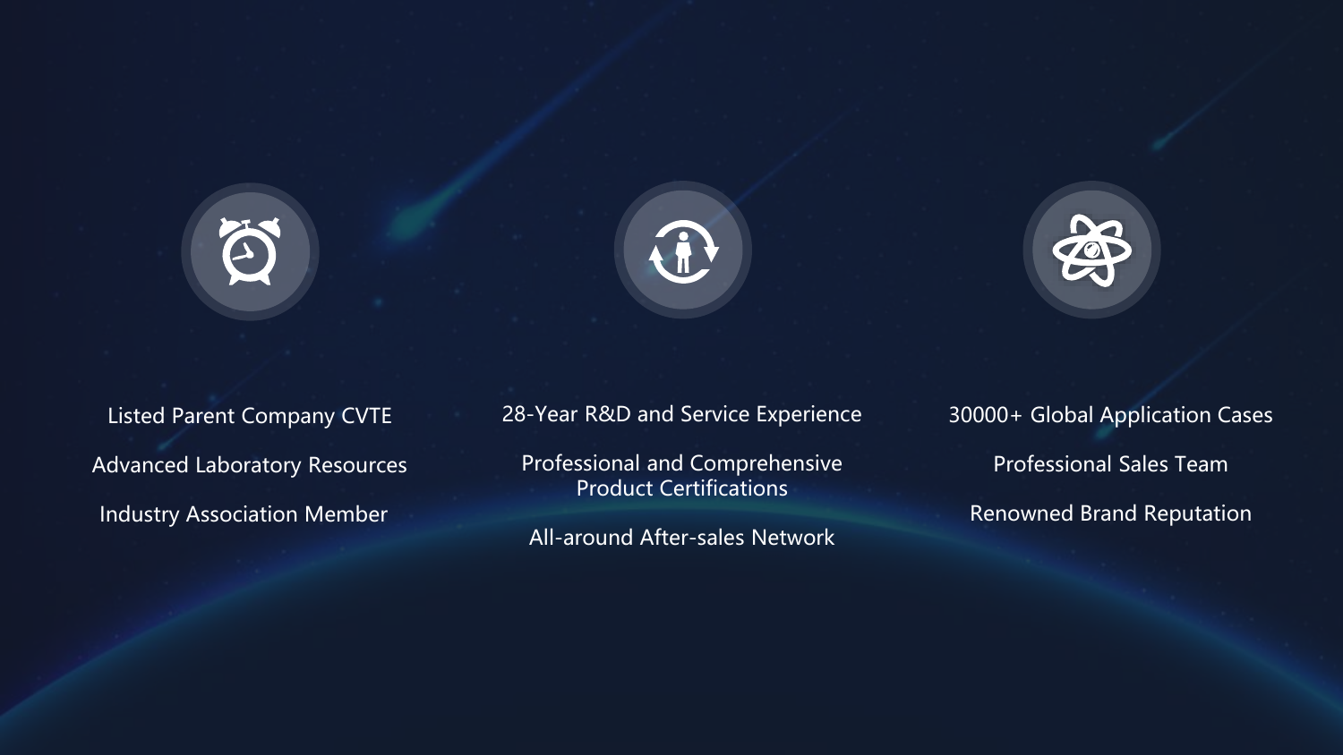Listed Parent Company CVTE

Advanced Laboratory Resources

Industry Association Member

28-Year R&D and Service Experience

Professional and Comprehensive Product Certifications

All-around After-sales Network

30000+ Global Application Cases

Professional Sales Team

Renowned Brand Reputation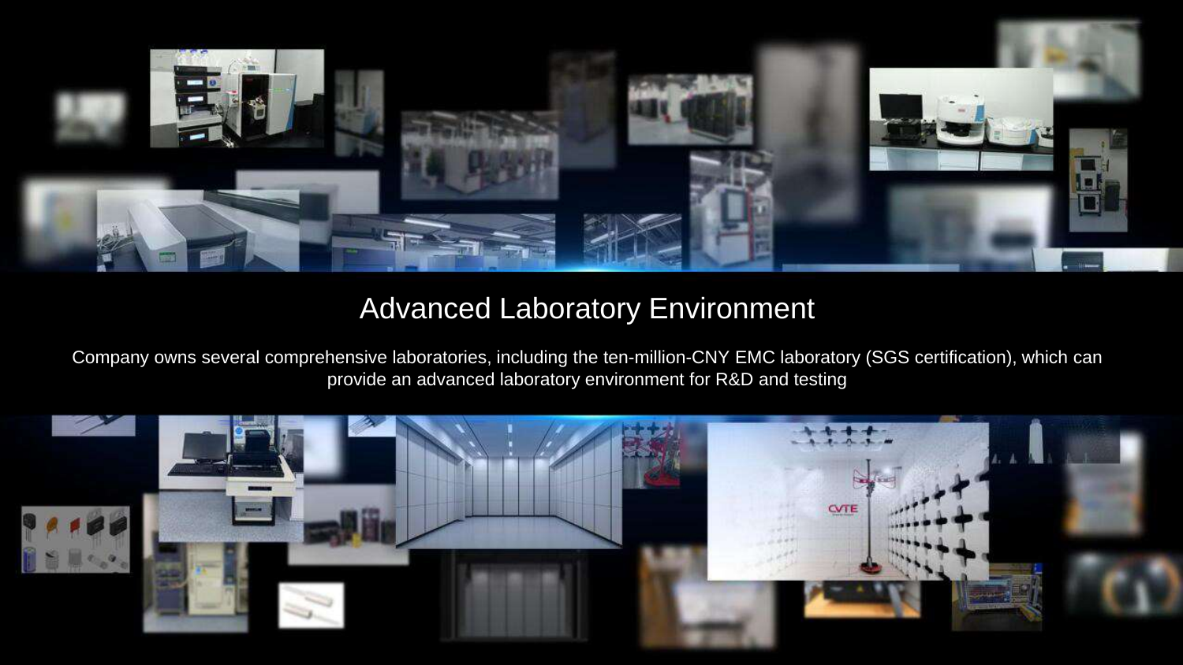# Advanced Laboratory Environment

Company owns several comprehensive laboratories, including the ten-million-CNY EMC laboratory (SGS certification), which can provide an advanced laboratory environment for R&D and testing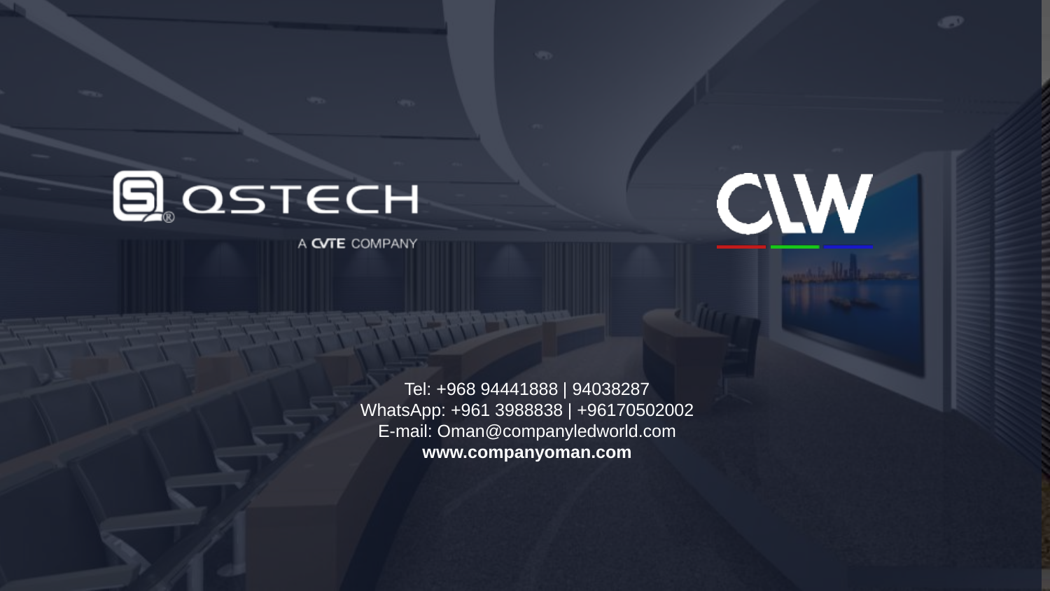QSTECH

A CVTE COMPANY

CLW

Tel: +968 94441888 | 94038287
WhatsApp: +961 3988838 | +96170502002
E-mail: Oman@companyledworld.com
**www.companyoman.com**